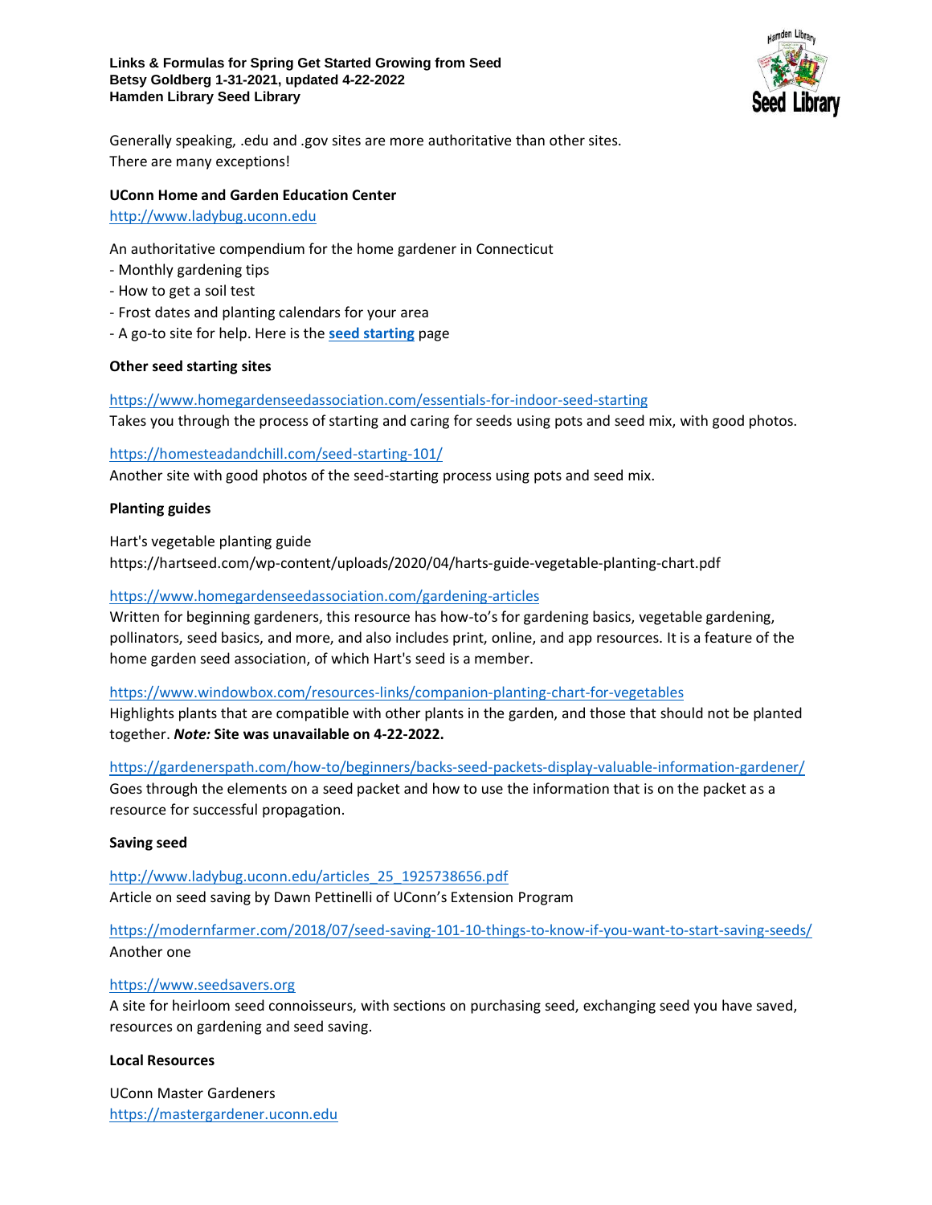**Links & Formulas for Spring Get Started Growing from Seed**
**Betsy Goldberg 1-31-2021, updated 4-22-2022**
**Hamden Library Seed Library**

Generally speaking, .edu and .gov sites are more authoritative than other sites.
There are many exceptions!

**UConn Home and Garden Education Center**
http://www.ladybug.uconn.edu

An authoritative compendium for the home gardener in Connecticut
- Monthly gardening tips
- How to get a soil test
- Frost dates and planting calendars for your area
- A go-to site for help. Here is the **seed starting** page

**Other seed starting sites**

https://www.homegardenseedassociation.com/essentials-for-indoor-seed-starting
Takes you through the process of starting and caring for seeds using pots and seed mix, with good photos.

https://homesteadandchill.com/seed-starting-101/
Another site with good photos of the seed-starting process using pots and seed mix.

**Planting guides**

Hart's vegetable planting guide
https://hartseed.com/wp-content/uploads/2020/04/harts-guide-vegetable-planting-chart.pdf

https://www.homegardenseedassociation.com/gardening-articles
Written for beginning gardeners, this resource has how-to's for gardening basics, vegetable gardening, pollinators, seed basics, and more, and also includes print, online, and app resources. It is a feature of the home garden seed association, of which Hart's seed is a member.

https://www.windowbox.com/resources-links/companion-planting-chart-for-vegetables
Highlights plants that are compatible with other plants in the garden, and those that should not be planted together. ***Note:* Site was unavailable on 4-22-2022.**

https://gardenerspath.com/how-to/beginners/backs-seed-packets-display-valuable-information-gardener/
Goes through the elements on a seed packet and how to use the information that is on the packet as a resource for successful propagation.

**Saving seed**

http://www.ladybug.uconn.edu/articles_25_1925738656.pdf
Article on seed saving by Dawn Pettinelli of UConn's Extension Program

https://modernfarmer.com/2018/07/seed-saving-101-10-things-to-know-if-you-want-to-start-saving-seeds/
Another one

https://www.seedsavers.org
A site for heirloom seed connoisseurs, with sections on purchasing seed, exchanging seed you have saved, resources on gardening and seed saving.

**Local Resources**

UConn Master Gardeners
https://mastergardener.uconn.edu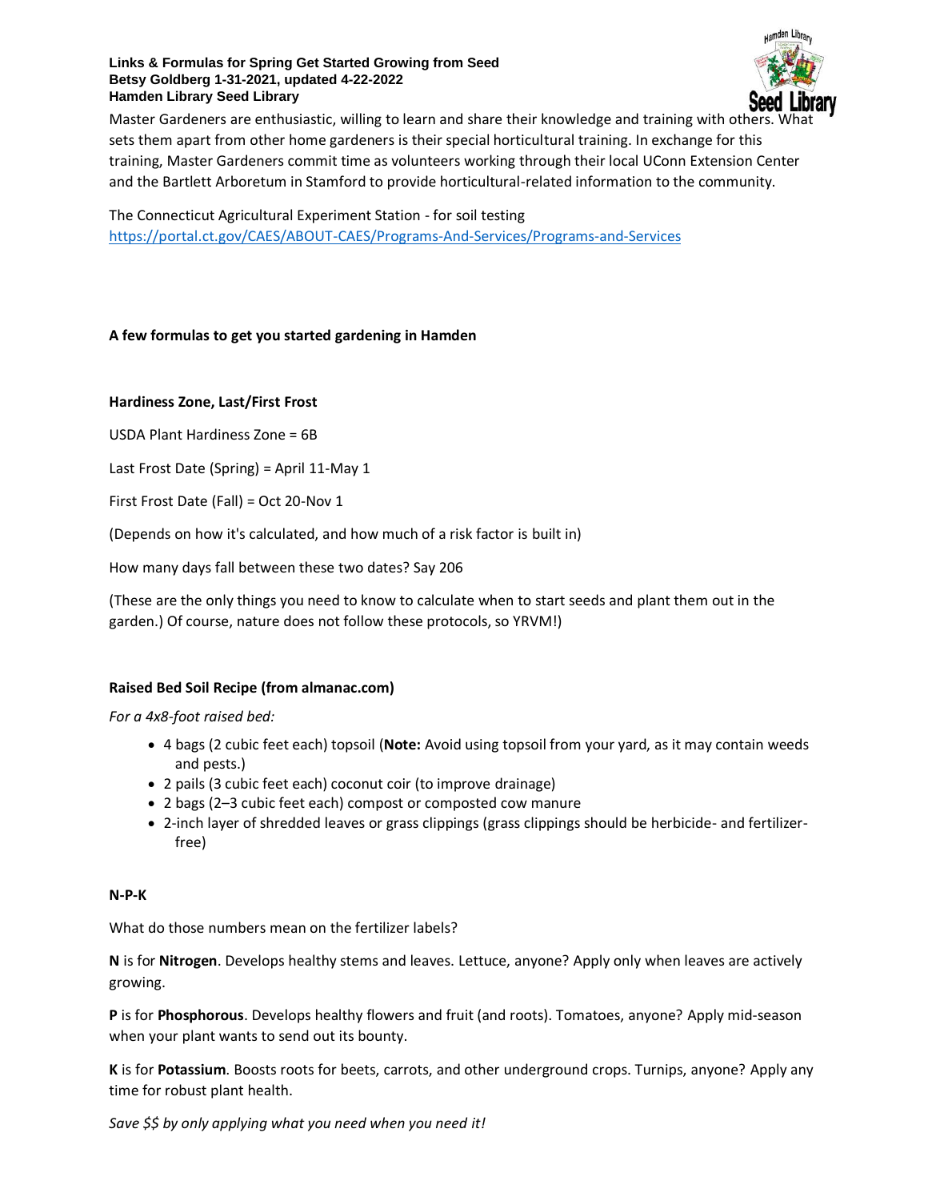**Links & Formulas for Spring Get Started Growing from Seed**
**Betsy Goldberg 1-31-2021, updated 4-22-2022**
**Hamden Library Seed Library**

Master Gardeners are enthusiastic, willing to learn and share their knowledge and training with others. What sets them apart from other home gardeners is their special horticultural training. In exchange for this training, Master Gardeners commit time as volunteers working through their local UConn Extension Center and the Bartlett Arboretum in Stamford to provide horticultural-related information to the community.

The Connecticut Agricultural Experiment Station - for soil testing
https://portal.ct.gov/CAES/ABOUT-CAES/Programs-And-Services/Programs-and-Services

## A few formulas to get you started gardening in Hamden

### Hardiness Zone, Last/First Frost

USDA Plant Hardiness Zone = 6B

Last Frost Date (Spring) = April 11-May 1

First Frost Date (Fall) = Oct 20-Nov 1

(Depends on how it's calculated, and how much of a risk factor is built in)

How many days fall between these two dates? Say 206

(These are the only things you need to know to calculate when to start seeds and plant them out in the garden.) Of course, nature does not follow these protocols, so YRVM!)

### Raised Bed Soil Recipe (from almanac.com)

*For a 4x8-foot raised bed:*

- 4 bags (2 cubic feet each) topsoil (**Note:** Avoid using topsoil from your yard, as it may contain weeds and pests.)
- 2 pails (3 cubic feet each) coconut coir (to improve drainage)
- 2 bags (2–3 cubic feet each) compost or composted cow manure
- 2-inch layer of shredded leaves or grass clippings (grass clippings should be herbicide- and fertilizer-free)

### N-P-K

What do those numbers mean on the fertilizer labels?

**N** is for **Nitrogen**. Develops healthy stems and leaves. Lettuce, anyone? Apply only when leaves are actively growing.

**P** is for **Phosphorous**. Develops healthy flowers and fruit (and roots). Tomatoes, anyone? Apply mid-season when your plant wants to send out its bounty.

**K** is for **Potassium**. Boosts roots for beets, carrots, and other underground crops. Turnips, anyone? Apply any time for robust plant health.

*Save $$ by only applying what you need when you need it!*